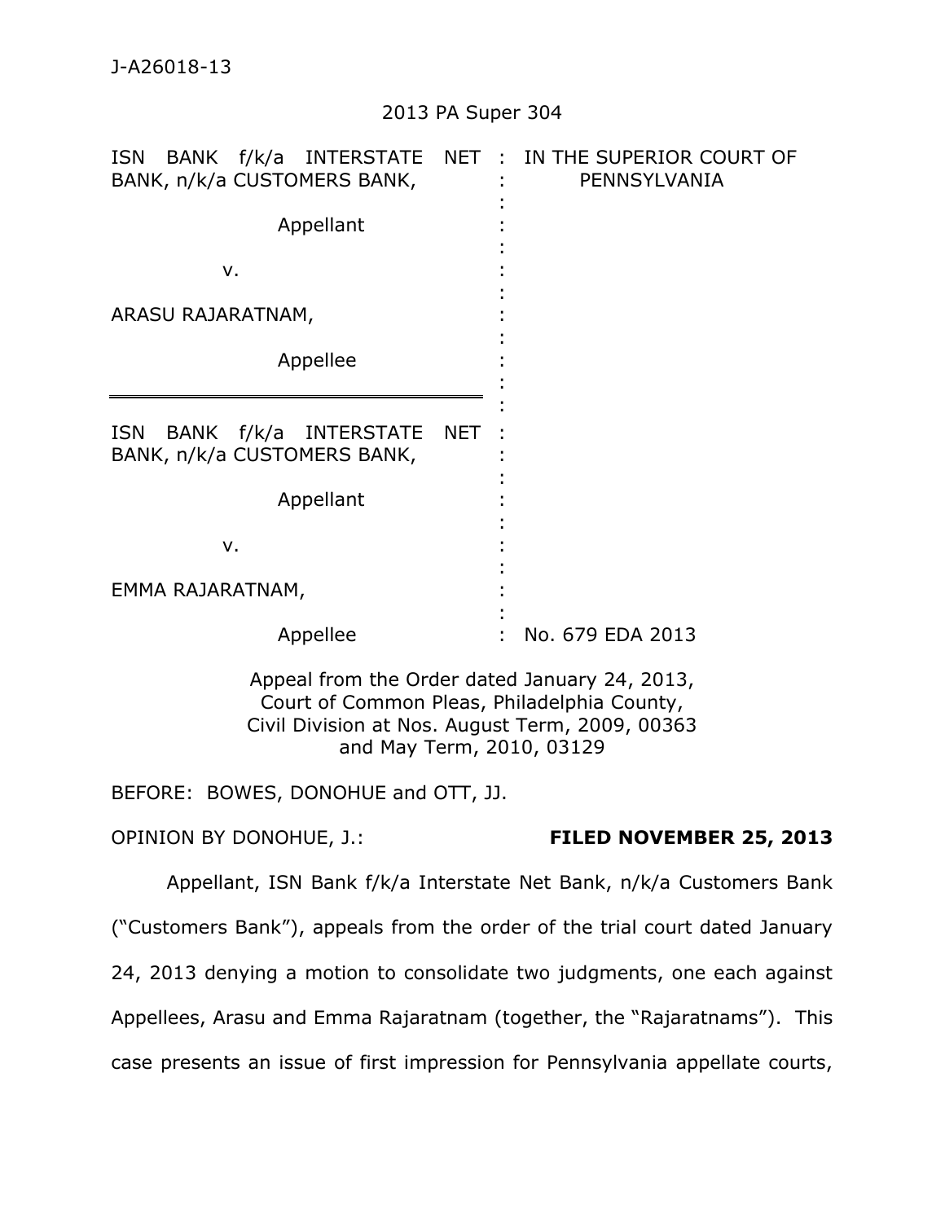J-A26018-13

2013 PA Super 304

| | |
|---|---|
| ISN BANK f/k/a INTERSTATE NET BANK, n/k/a CUSTOMERS BANK,<br><br>Appellant<br><br>v.<br><br>ARASU RAJARATNAM,<br><br>Appellee | IN THE SUPERIOR COURT OF PENNSYLVANIA |
| ISN BANK f/k/a INTERSTATE NET BANK, n/k/a CUSTOMERS BANK,<br><br>Appellant<br><br>v.<br><br>EMMA RAJARATNAM,<br><br>Appellee | No. 679 EDA 2013 |

Appeal from the Order dated January 24, 2013,
Court of Common Pleas, Philadelphia County,
Civil Division at Nos. August Term, 2009, 00363
and May Term, 2010, 03129

BEFORE: BOWES, DONOHUE and OTT, JJ.

OPINION BY DONOHUE, J.: **FILED NOVEMBER 25, 2013**

Appellant, ISN Bank f/k/a Interstate Net Bank, n/k/a Customers Bank ("Customers Bank"), appeals from the order of the trial court dated January 24, 2013 denying a motion to consolidate two judgments, one each against Appellees, Arasu and Emma Rajaratnam (together, the "Rajaratnams"). This case presents an issue of first impression for Pennsylvania appellate courts,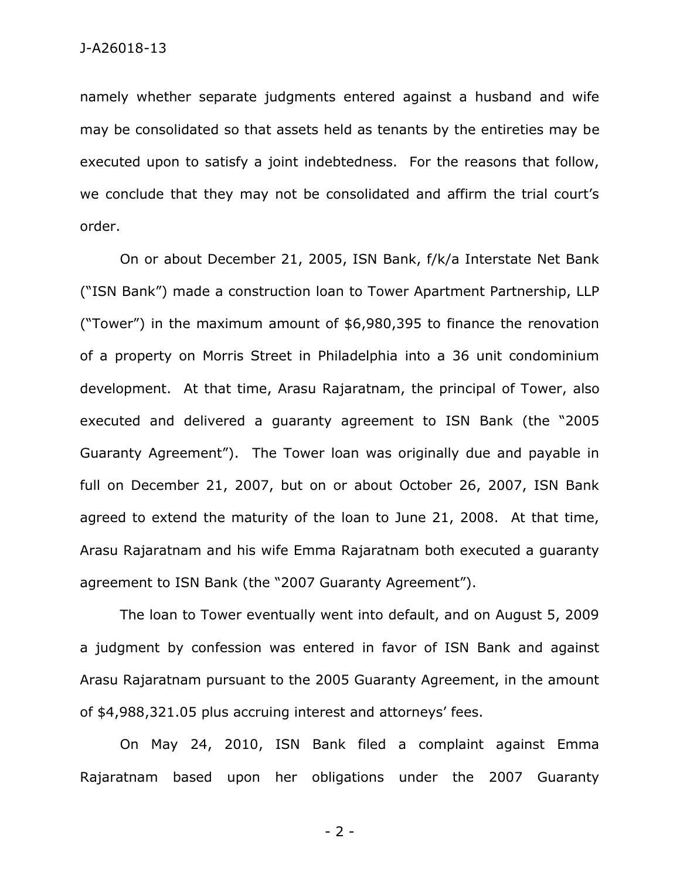namely whether separate judgments entered against a husband and wife may be consolidated so that assets held as tenants by the entireties may be executed upon to satisfy a joint indebtedness. For the reasons that follow, we conclude that they may not be consolidated and affirm the trial court's order.

On or about December 21, 2005, ISN Bank, f/k/a Interstate Net Bank ("ISN Bank") made a construction loan to Tower Apartment Partnership, LLP ("Tower") in the maximum amount of $6,980,395 to finance the renovation of a property on Morris Street in Philadelphia into a 36 unit condominium development. At that time, Arasu Rajaratnam, the principal of Tower, also executed and delivered a guaranty agreement to ISN Bank (the "2005 Guaranty Agreement"). The Tower loan was originally due and payable in full on December 21, 2007, but on or about October 26, 2007, ISN Bank agreed to extend the maturity of the loan to June 21, 2008. At that time, Arasu Rajaratnam and his wife Emma Rajaratnam both executed a guaranty agreement to ISN Bank (the "2007 Guaranty Agreement").

The loan to Tower eventually went into default, and on August 5, 2009 a judgment by confession was entered in favor of ISN Bank and against Arasu Rajaratnam pursuant to the 2005 Guaranty Agreement, in the amount of $4,988,321.05 plus accruing interest and attorneys' fees.

On May 24, 2010, ISN Bank filed a complaint against Emma Rajaratnam based upon her obligations under the 2007 Guaranty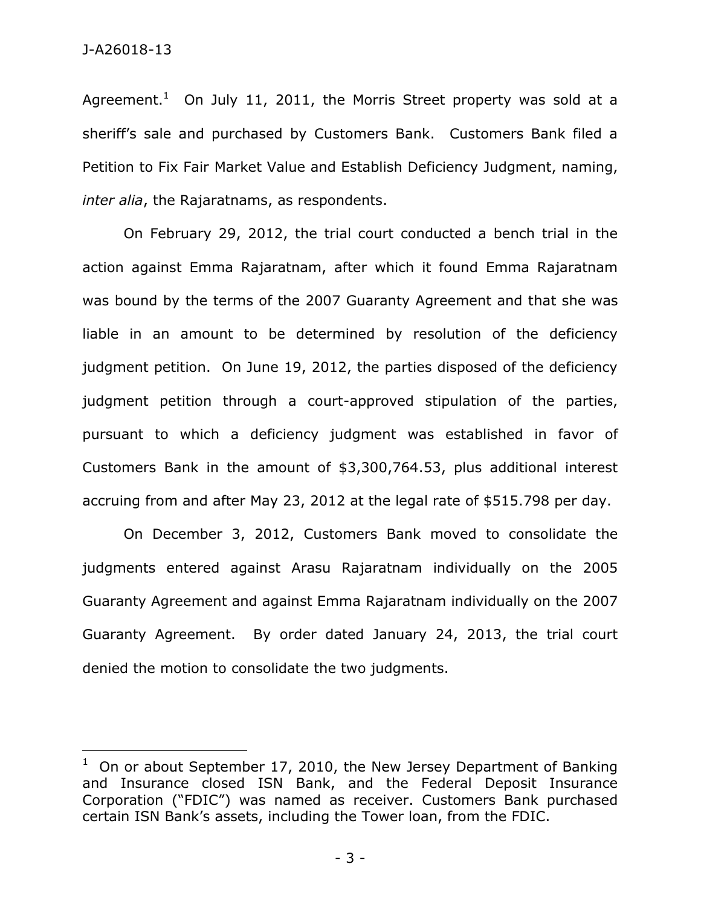Agreement.[1] On July 11, 2011, the Morris Street property was sold at a sheriff's sale and purchased by Customers Bank. Customers Bank filed a Petition to Fix Fair Market Value and Establish Deficiency Judgment, naming, *inter alia*, the Rajaratnams, as respondents.

On February 29, 2012, the trial court conducted a bench trial in the action against Emma Rajaratnam, after which it found Emma Rajaratnam was bound by the terms of the 2007 Guaranty Agreement and that she was liable in an amount to be determined by resolution of the deficiency judgment petition. On June 19, 2012, the parties disposed of the deficiency judgment petition through a court-approved stipulation of the parties, pursuant to which a deficiency judgment was established in favor of Customers Bank in the amount of $3,300,764.53, plus additional interest accruing from and after May 23, 2012 at the legal rate of $515.798 per day.

On December 3, 2012, Customers Bank moved to consolidate the judgments entered against Arasu Rajaratnam individually on the 2005 Guaranty Agreement and against Emma Rajaratnam individually on the 2007 Guaranty Agreement. By order dated January 24, 2013, the trial court denied the motion to consolidate the two judgments.

---

[1] On or about September 17, 2010, the New Jersey Department of Banking and Insurance closed ISN Bank, and the Federal Deposit Insurance Corporation ("FDIC") was named as receiver. Customers Bank purchased certain ISN Bank's assets, including the Tower loan, from the FDIC.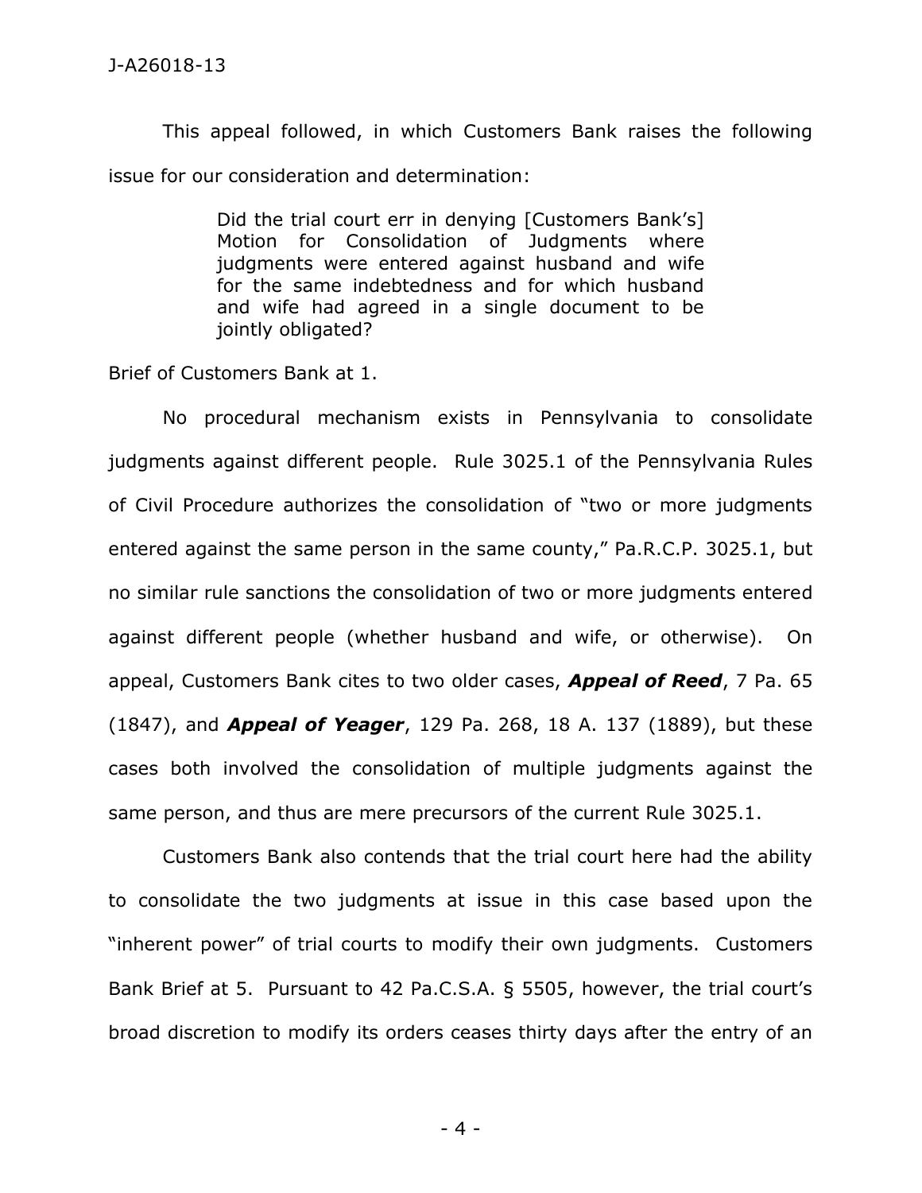This appeal followed, in which Customers Bank raises the following issue for our consideration and determination:

> Did the trial court err in denying [Customers Bank's] Motion for Consolidation of Judgments where judgments were entered against husband and wife for the same indebtedness and for which husband and wife had agreed in a single document to be jointly obligated?

Brief of Customers Bank at 1.

No procedural mechanism exists in Pennsylvania to consolidate judgments against different people. Rule 3025.1 of the Pennsylvania Rules of Civil Procedure authorizes the consolidation of "two or more judgments entered against the same person in the same county," Pa.R.C.P. 3025.1, but no similar rule sanctions the consolidation of two or more judgments entered against different people (whether husband and wife, or otherwise). On appeal, Customers Bank cites to two older cases, ***Appeal of Reed***, 7 Pa. 65 (1847), and ***Appeal of Yeager***, 129 Pa. 268, 18 A. 137 (1889), but these cases both involved the consolidation of multiple judgments against the same person, and thus are mere precursors of the current Rule 3025.1.

Customers Bank also contends that the trial court here had the ability to consolidate the two judgments at issue in this case based upon the "inherent power" of trial courts to modify their own judgments. Customers Bank Brief at 5. Pursuant to 42 Pa.C.S.A. § 5505, however, the trial court's broad discretion to modify its orders ceases thirty days after the entry of an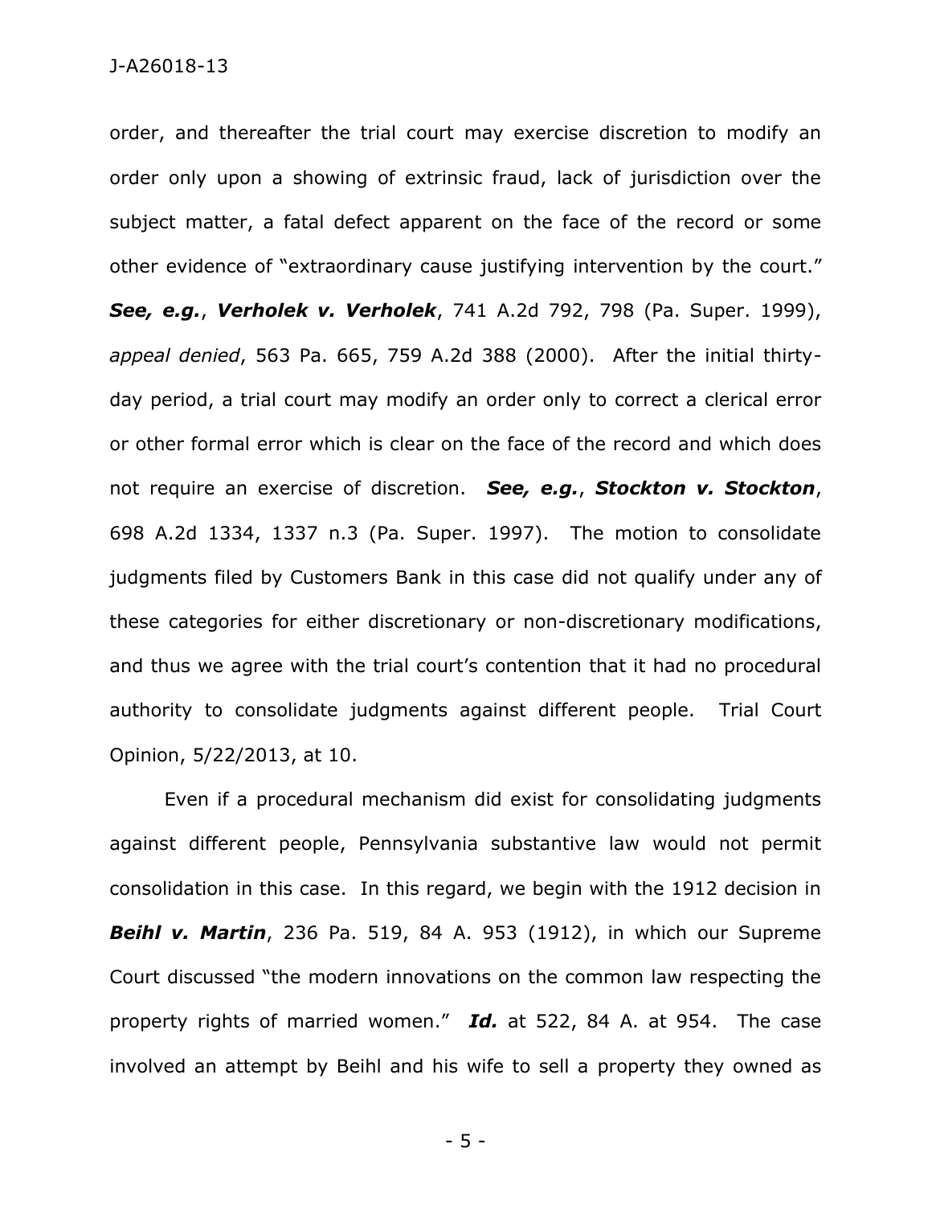order, and thereafter the trial court may exercise discretion to modify an order only upon a showing of extrinsic fraud, lack of jurisdiction over the subject matter, a fatal defect apparent on the face of the record or some other evidence of "extraordinary cause justifying intervention by the court." ***See, e.g.***, ***Verholek v. Verholek***, 741 A.2d 792, 798 (Pa. Super. 1999), *appeal denied*, 563 Pa. 665, 759 A.2d 388 (2000). After the initial thirty-day period, a trial court may modify an order only to correct a clerical error or other formal error which is clear on the face of the record and which does not require an exercise of discretion. ***See, e.g.***, ***Stockton v. Stockton***, 698 A.2d 1334, 1337 n.3 (Pa. Super. 1997). The motion to consolidate judgments filed by Customers Bank in this case did not qualify under any of these categories for either discretionary or non-discretionary modifications, and thus we agree with the trial court's contention that it had no procedural authority to consolidate judgments against different people. Trial Court Opinion, 5/22/2013, at 10.

Even if a procedural mechanism did exist for consolidating judgments against different people, Pennsylvania substantive law would not permit consolidation in this case. In this regard, we begin with the 1912 decision in ***Beihl v. Martin***, 236 Pa. 519, 84 A. 953 (1912), in which our Supreme Court discussed "the modern innovations on the common law respecting the property rights of married women." ***Id.*** at 522, 84 A. at 954. The case involved an attempt by Beihl and his wife to sell a property they owned as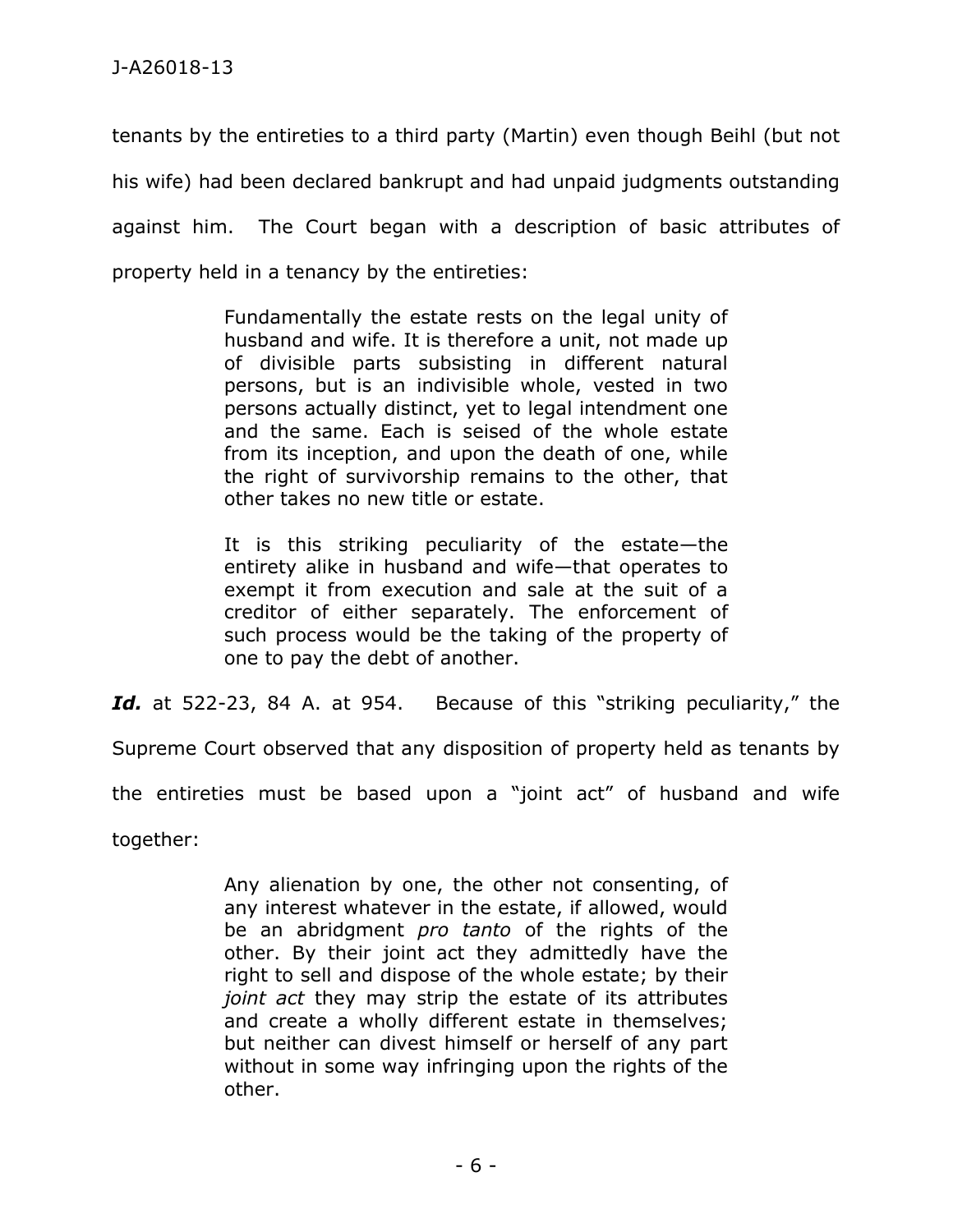tenants by the entireties to a third party (Martin) even though Beihl (but not his wife) had been declared bankrupt and had unpaid judgments outstanding against him. The Court began with a description of basic attributes of property held in a tenancy by the entireties:

> Fundamentally the estate rests on the legal unity of husband and wife. It is therefore a unit, not made up of divisible parts subsisting in different natural persons, but is an indivisible whole, vested in two persons actually distinct, yet to legal intendment one and the same. Each is seised of the whole estate from its inception, and upon the death of one, while the right of survivorship remains to the other, that other takes no new title or estate.
>
> It is this striking peculiarity of the estate—the entirety alike in husband and wife—that operates to exempt it from execution and sale at the suit of a creditor of either separately. The enforcement of such process would be the taking of the property of one to pay the debt of another.

***Id.*** at 522-23, 84 A. at 954. Because of this "striking peculiarity," the Supreme Court observed that any disposition of property held as tenants by the entireties must be based upon a "joint act" of husband and wife together:

> Any alienation by one, the other not consenting, of any interest whatever in the estate, if allowed, would be an abridgment *pro tanto* of the rights of the other. By their joint act they admittedly have the right to sell and dispose of the whole estate; by their *joint act* they may strip the estate of its attributes and create a wholly different estate in themselves; but neither can divest himself or herself of any part without in some way infringing upon the rights of the other.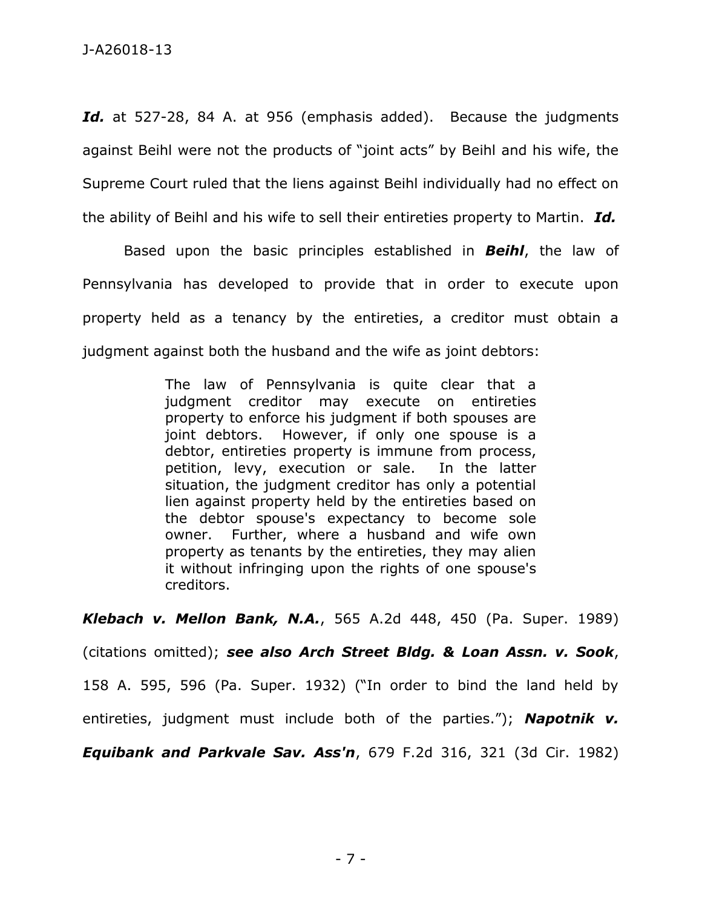***Id.*** at 527-28, 84 A. at 956 (emphasis added). Because the judgments against Beihl were not the products of "joint acts" by Beihl and his wife, the Supreme Court ruled that the liens against Beihl individually had no effect on the ability of Beihl and his wife to sell their entireties property to Martin. ***Id.***

Based upon the basic principles established in ***Beihl***, the law of Pennsylvania has developed to provide that in order to execute upon property held as a tenancy by the entireties, a creditor must obtain a judgment against both the husband and the wife as joint debtors:

> The law of Pennsylvania is quite clear that a judgment creditor may execute on entireties property to enforce his judgment if both spouses are joint debtors. However, if only one spouse is a debtor, entireties property is immune from process, petition, levy, execution or sale. In the latter situation, the judgment creditor has only a potential lien against property held by the entireties based on the debtor spouse's expectancy to become sole owner. Further, where a husband and wife own property as tenants by the entireties, they may alien it without infringing upon the rights of one spouse's creditors.

***Klebach v. Mellon Bank, N.A.***, 565 A.2d 448, 450 (Pa. Super. 1989) (citations omitted); ***see also Arch Street Bldg. & Loan Assn. v. Sook***, 158 A. 595, 596 (Pa. Super. 1932) ("In order to bind the land held by entireties, judgment must include both of the parties."); ***Napotnik v. Equibank and Parkvale Sav. Ass'n***, 679 F.2d 316, 321 (3d Cir. 1982)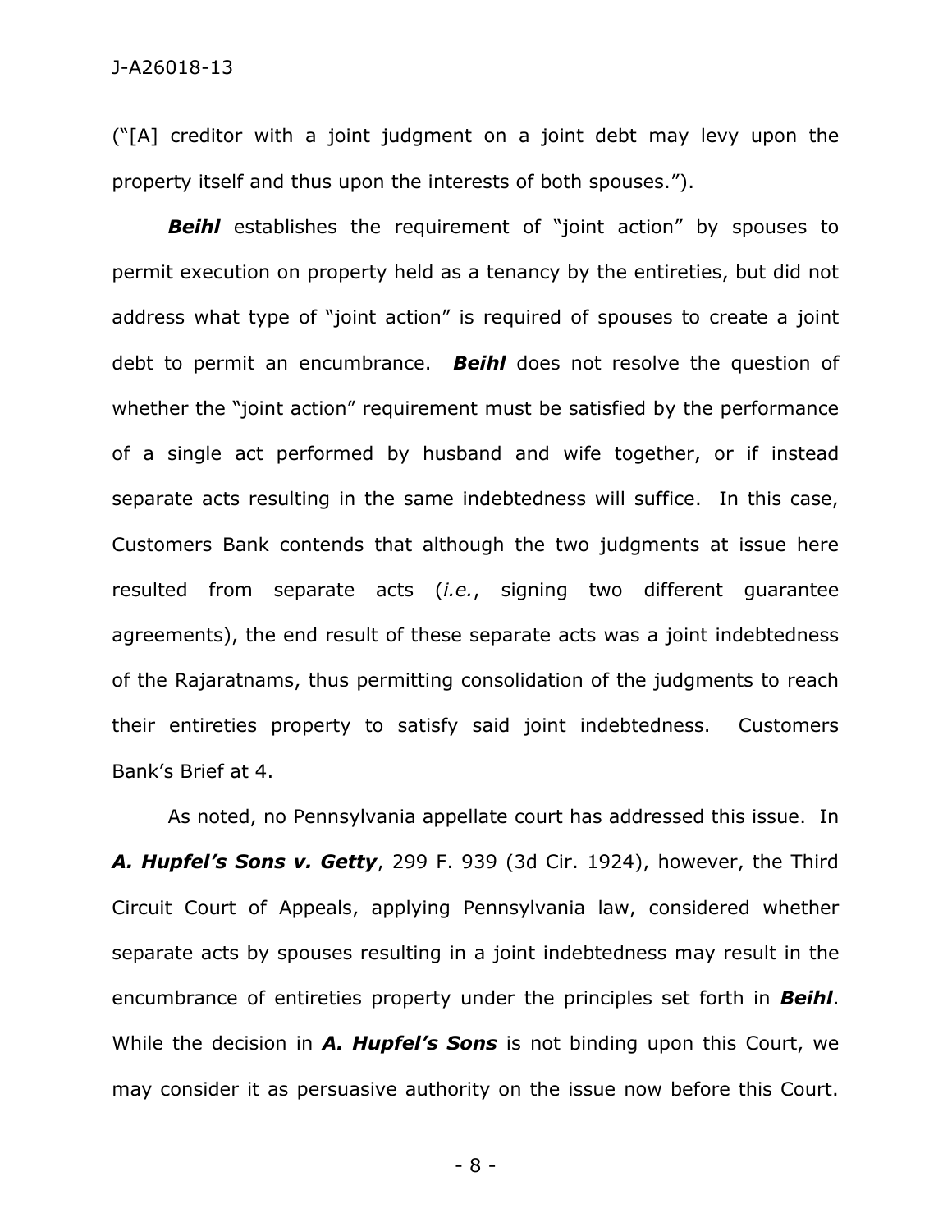("[A] creditor with a joint judgment on a joint debt may levy upon the property itself and thus upon the interests of both spouses.").

***Beihl*** establishes the requirement of "joint action" by spouses to permit execution on property held as a tenancy by the entireties, but did not address what type of "joint action" is required of spouses to create a joint debt to permit an encumbrance. ***Beihl*** does not resolve the question of whether the "joint action" requirement must be satisfied by the performance of a single act performed by husband and wife together, or if instead separate acts resulting in the same indebtedness will suffice. In this case, Customers Bank contends that although the two judgments at issue here resulted from separate acts (*i.e.*, signing two different guarantee agreements), the end result of these separate acts was a joint indebtedness of the Rajaratnams, thus permitting consolidation of the judgments to reach their entireties property to satisfy said joint indebtedness. Customers Bank's Brief at 4.

As noted, no Pennsylvania appellate court has addressed this issue. In ***A. Hupfel's Sons v. Getty***, 299 F. 939 (3d Cir. 1924), however, the Third Circuit Court of Appeals, applying Pennsylvania law, considered whether separate acts by spouses resulting in a joint indebtedness may result in the encumbrance of entireties property under the principles set forth in ***Beihl***. While the decision in ***A. Hupfel's Sons*** is not binding upon this Court, we may consider it as persuasive authority on the issue now before this Court.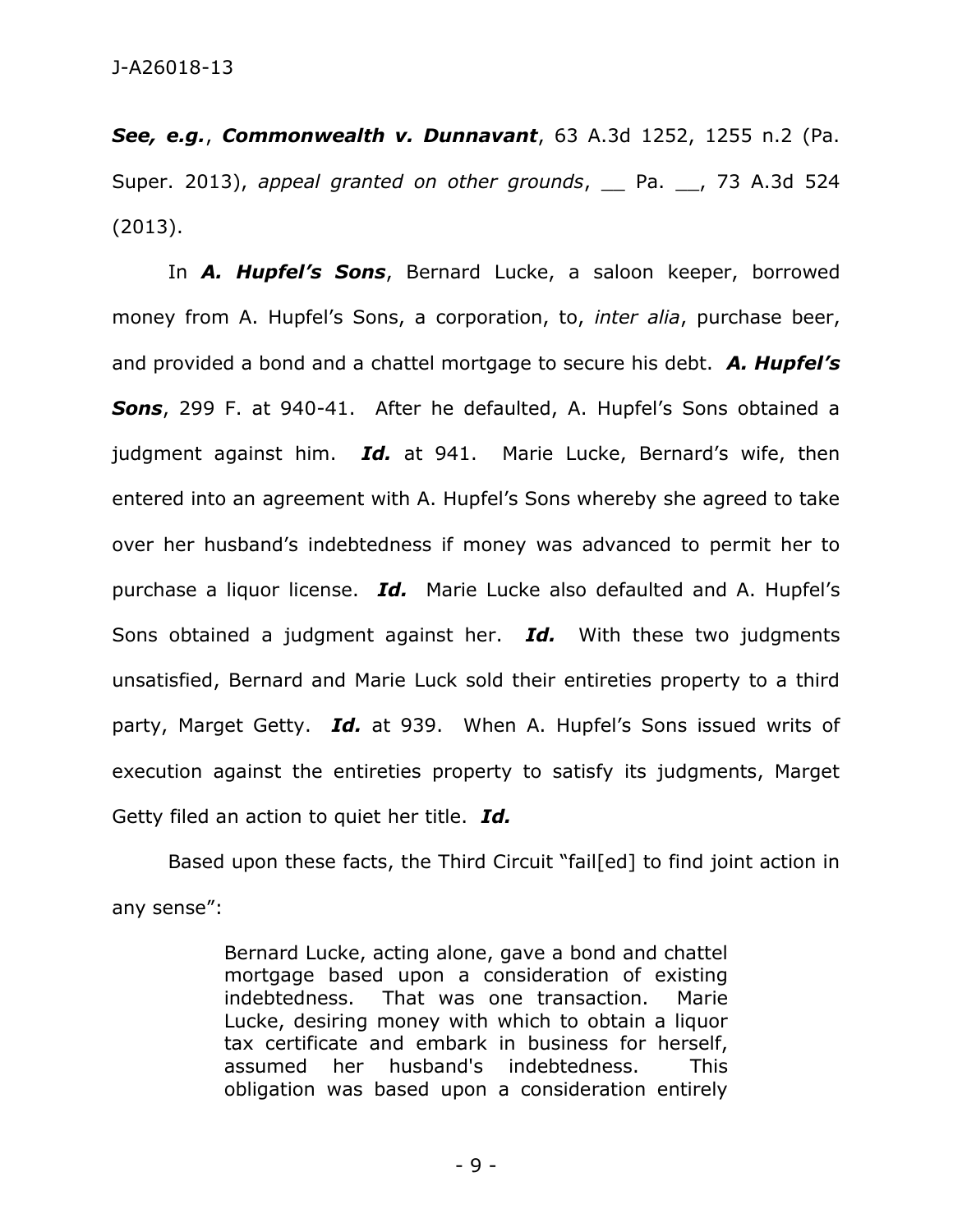***See, e.g.***, ***Commonwealth v. Dunnavant***, 63 A.3d 1252, 1255 n.2 (Pa. Super. 2013), *appeal granted on other grounds*, __ Pa. __, 73 A.3d 524 (2013).

In ***A. Hupfel's Sons***, Bernard Lucke, a saloon keeper, borrowed money from A. Hupfel's Sons, a corporation, to, *inter alia*, purchase beer, and provided a bond and a chattel mortgage to secure his debt. ***A. Hupfel's Sons***, 299 F. at 940-41. After he defaulted, A. Hupfel's Sons obtained a judgment against him. ***Id.*** at 941. Marie Lucke, Bernard's wife, then entered into an agreement with A. Hupfel's Sons whereby she agreed to take over her husband's indebtedness if money was advanced to permit her to purchase a liquor license. ***Id.*** Marie Lucke also defaulted and A. Hupfel's Sons obtained a judgment against her. ***Id.*** With these two judgments unsatisfied, Bernard and Marie Luck sold their entireties property to a third party, Marget Getty. ***Id.*** at 939. When A. Hupfel's Sons issued writs of execution against the entireties property to satisfy its judgments, Marget Getty filed an action to quiet her title. ***Id.***

Based upon these facts, the Third Circuit "fail[ed] to find joint action in any sense":

> Bernard Lucke, acting alone, gave a bond and chattel mortgage based upon a consideration of existing indebtedness. That was one transaction. Marie Lucke, desiring money with which to obtain a liquor tax certificate and embark in business for herself, assumed her husband's indebtedness. This obligation was based upon a consideration entirely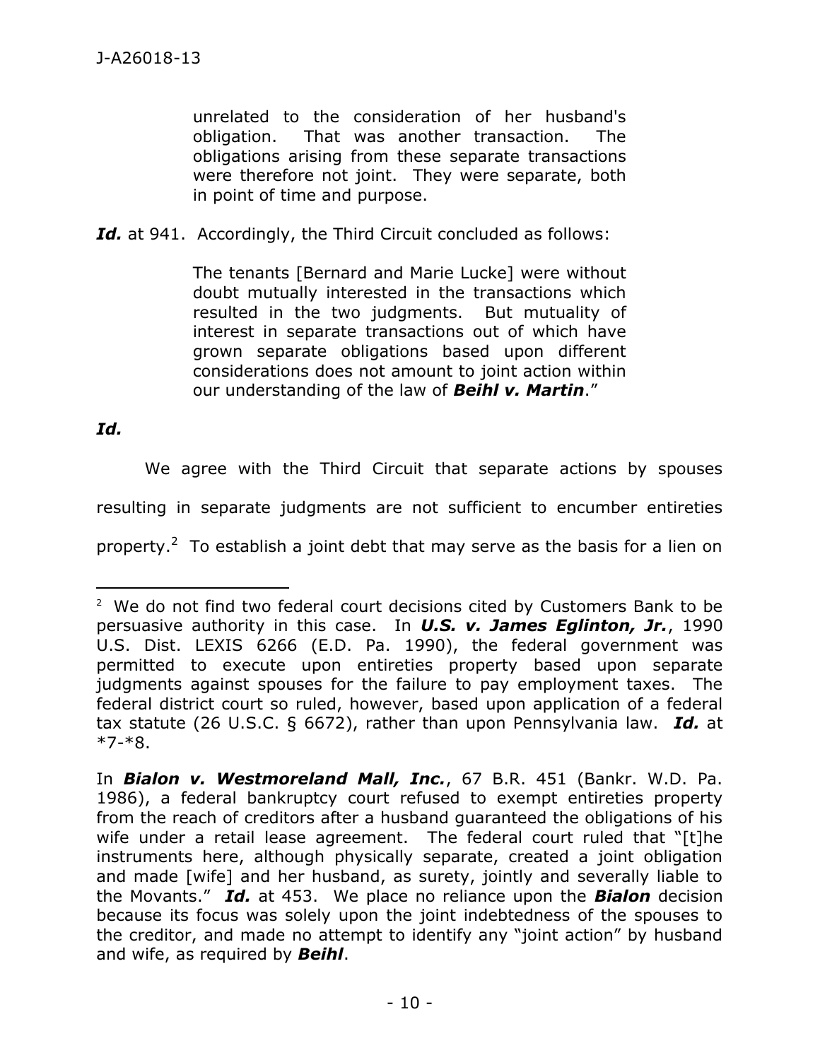> unrelated to the consideration of her husband's obligation. That was another transaction. The obligations arising from these separate transactions were therefore not joint. They were separate, both in point of time and purpose.

***Id.*** at 941. Accordingly, the Third Circuit concluded as follows:

> The tenants [Bernard and Marie Lucke] were without doubt mutually interested in the transactions which resulted in the two judgments. But mutuality of interest in separate transactions out of which have grown separate obligations based upon different considerations does not amount to joint action within our understanding of the law of ***Beihl v. Martin***."

***Id.***

We agree with the Third Circuit that separate actions by spouses resulting in separate judgments are not sufficient to encumber entireties property.[2] To establish a joint debt that may serve as the basis for a lien on

---

[2] We do not find two federal court decisions cited by Customers Bank to be persuasive authority in this case. In ***U.S. v. James Eglinton, Jr.***, 1990 U.S. Dist. LEXIS 6266 (E.D. Pa. 1990), the federal government was permitted to execute upon entireties property based upon separate judgments against spouses for the failure to pay employment taxes. The federal district court so ruled, however, based upon application of a federal tax statute (26 U.S.C. § 6672), rather than upon Pennsylvania law. ***Id.*** at *7-*8.

In ***Bialon v. Westmoreland Mall, Inc.***, 67 B.R. 451 (Bankr. W.D. Pa. 1986), a federal bankruptcy court refused to exempt entireties property from the reach of creditors after a husband guaranteed the obligations of his wife under a retail lease agreement. The federal court ruled that "[t]he instruments here, although physically separate, created a joint obligation and made [wife] and her husband, as surety, jointly and severally liable to the Movants." ***Id.*** at 453. We place no reliance upon the ***Bialon*** decision because its focus was solely upon the joint indebtedness of the spouses to the creditor, and made no attempt to identify any "joint action" by husband and wife, as required by ***Beihl***.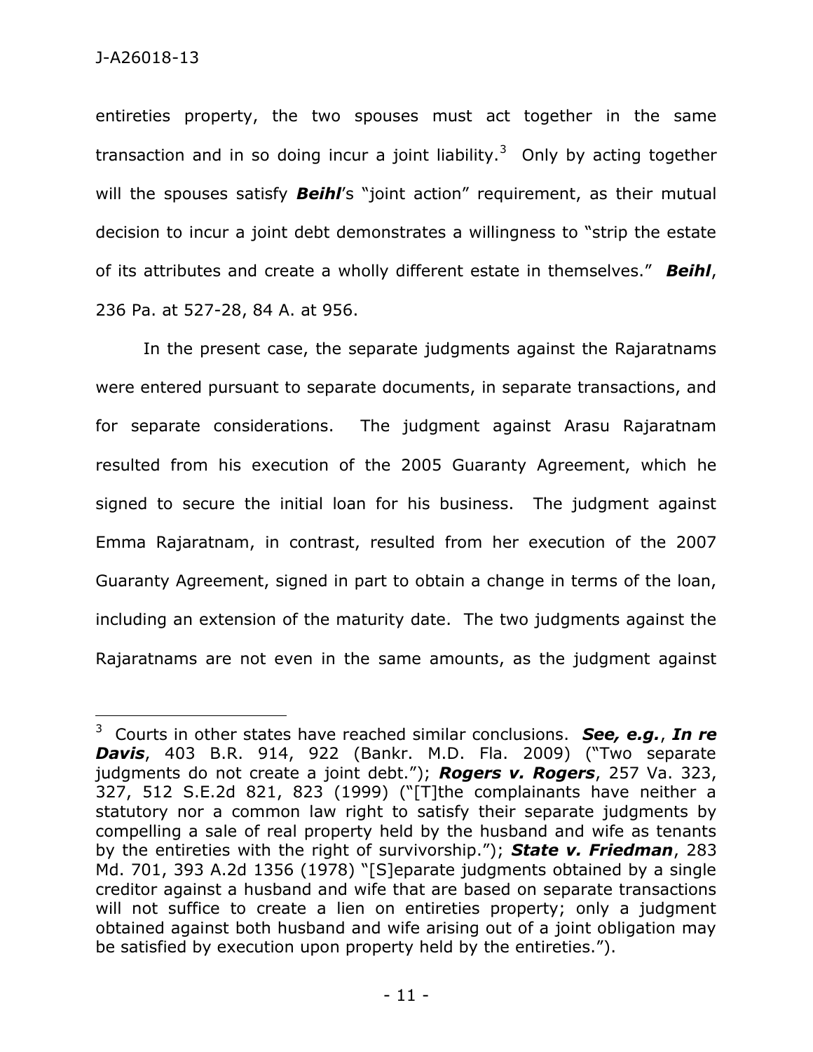entireties property, the two spouses must act together in the same transaction and in so doing incur a joint liability.[3] Only by acting together will the spouses satisfy ***Beihl***'s "joint action" requirement, as their mutual decision to incur a joint debt demonstrates a willingness to "strip the estate of its attributes and create a wholly different estate in themselves." ***Beihl***, 236 Pa. at 527-28, 84 A. at 956.

In the present case, the separate judgments against the Rajaratnams were entered pursuant to separate documents, in separate transactions, and for separate considerations. The judgment against Arasu Rajaratnam resulted from his execution of the 2005 Guaranty Agreement, which he signed to secure the initial loan for his business. The judgment against Emma Rajaratnam, in contrast, resulted from her execution of the 2007 Guaranty Agreement, signed in part to obtain a change in terms of the loan, including an extension of the maturity date. The two judgments against the Rajaratnams are not even in the same amounts, as the judgment against

---

[3] Courts in other states have reached similar conclusions. ***See, e.g.***, ***In re Davis***, 403 B.R. 914, 922 (Bankr. M.D. Fla. 2009) ("Two separate judgments do not create a joint debt."); ***Rogers v. Rogers***, 257 Va. 323, 327, 512 S.E.2d 821, 823 (1999) ("[T]the complainants have neither a statutory nor a common law right to satisfy their separate judgments by compelling a sale of real property held by the husband and wife as tenants by the entireties with the right of survivorship."); ***State v. Friedman***, 283 Md. 701, 393 A.2d 1356 (1978) "[S]eparate judgments obtained by a single creditor against a husband and wife that are based on separate transactions will not suffice to create a lien on entireties property; only a judgment obtained against both husband and wife arising out of a joint obligation may be satisfied by execution upon property held by the entireties.").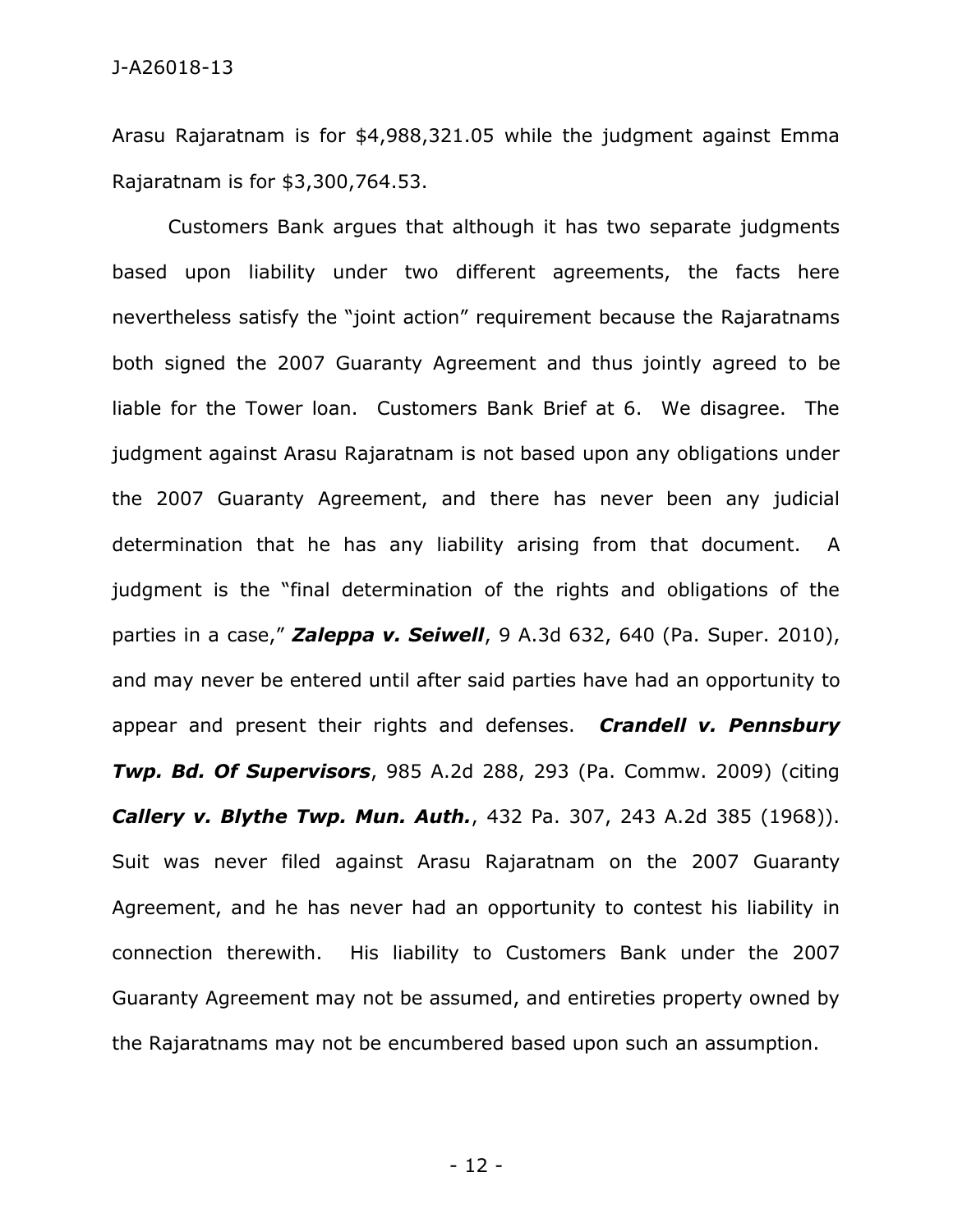Arasu Rajaratnam is for $4,988,321.05 while the judgment against Emma Rajaratnam is for $3,300,764.53.

Customers Bank argues that although it has two separate judgments based upon liability under two different agreements, the facts here nevertheless satisfy the "joint action" requirement because the Rajaratnams both signed the 2007 Guaranty Agreement and thus jointly agreed to be liable for the Tower loan. Customers Bank Brief at 6. We disagree. The judgment against Arasu Rajaratnam is not based upon any obligations under the 2007 Guaranty Agreement, and there has never been any judicial determination that he has any liability arising from that document. A judgment is the "final determination of the rights and obligations of the parties in a case," ***Zaleppa v. Seiwell***, 9 A.3d 632, 640 (Pa. Super. 2010), and may never be entered until after said parties have had an opportunity to appear and present their rights and defenses. ***Crandell v. Pennsbury Twp. Bd. Of Supervisors***, 985 A.2d 288, 293 (Pa. Commw. 2009) (citing ***Callery v. Blythe Twp. Mun. Auth.***, 432 Pa. 307, 243 A.2d 385 (1968)). Suit was never filed against Arasu Rajaratnam on the 2007 Guaranty Agreement, and he has never had an opportunity to contest his liability in connection therewith. His liability to Customers Bank under the 2007 Guaranty Agreement may not be assumed, and entireties property owned by the Rajaratnams may not be encumbered based upon such an assumption.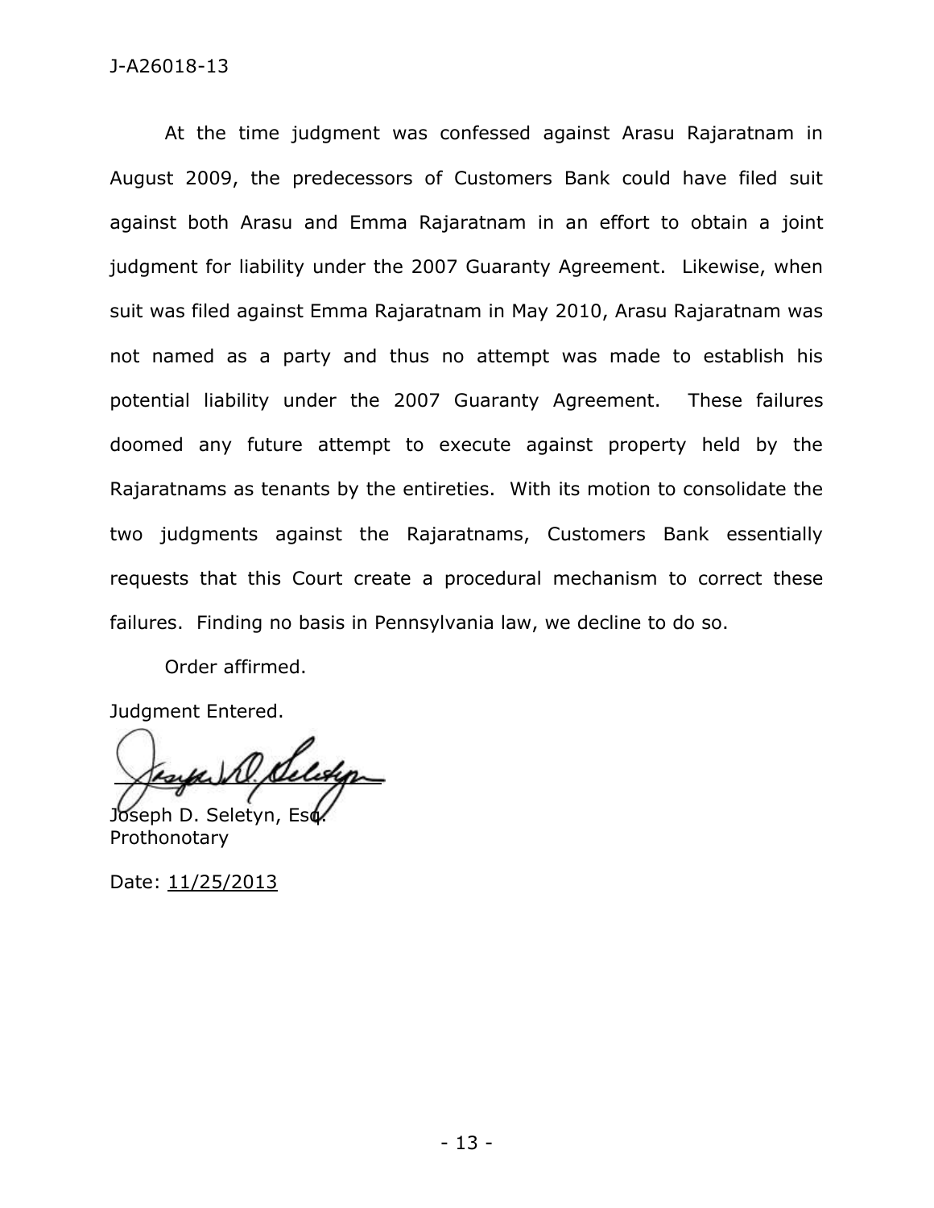At the time judgment was confessed against Arasu Rajaratnam in August 2009, the predecessors of Customers Bank could have filed suit against both Arasu and Emma Rajaratnam in an effort to obtain a joint judgment for liability under the 2007 Guaranty Agreement. Likewise, when suit was filed against Emma Rajaratnam in May 2010, Arasu Rajaratnam was not named as a party and thus no attempt was made to establish his potential liability under the 2007 Guaranty Agreement. These failures doomed any future attempt to execute against property held by the Rajaratnams as tenants by the entireties. With its motion to consolidate the two judgments against the Rajaratnams, Customers Bank essentially requests that this Court create a procedural mechanism to correct these failures. Finding no basis in Pennsylvania law, we decline to do so.

Order affirmed.

Judgment Entered.

Joseph D. Seletyn, Esq.
Prothonotary

Date: 11/25/2013